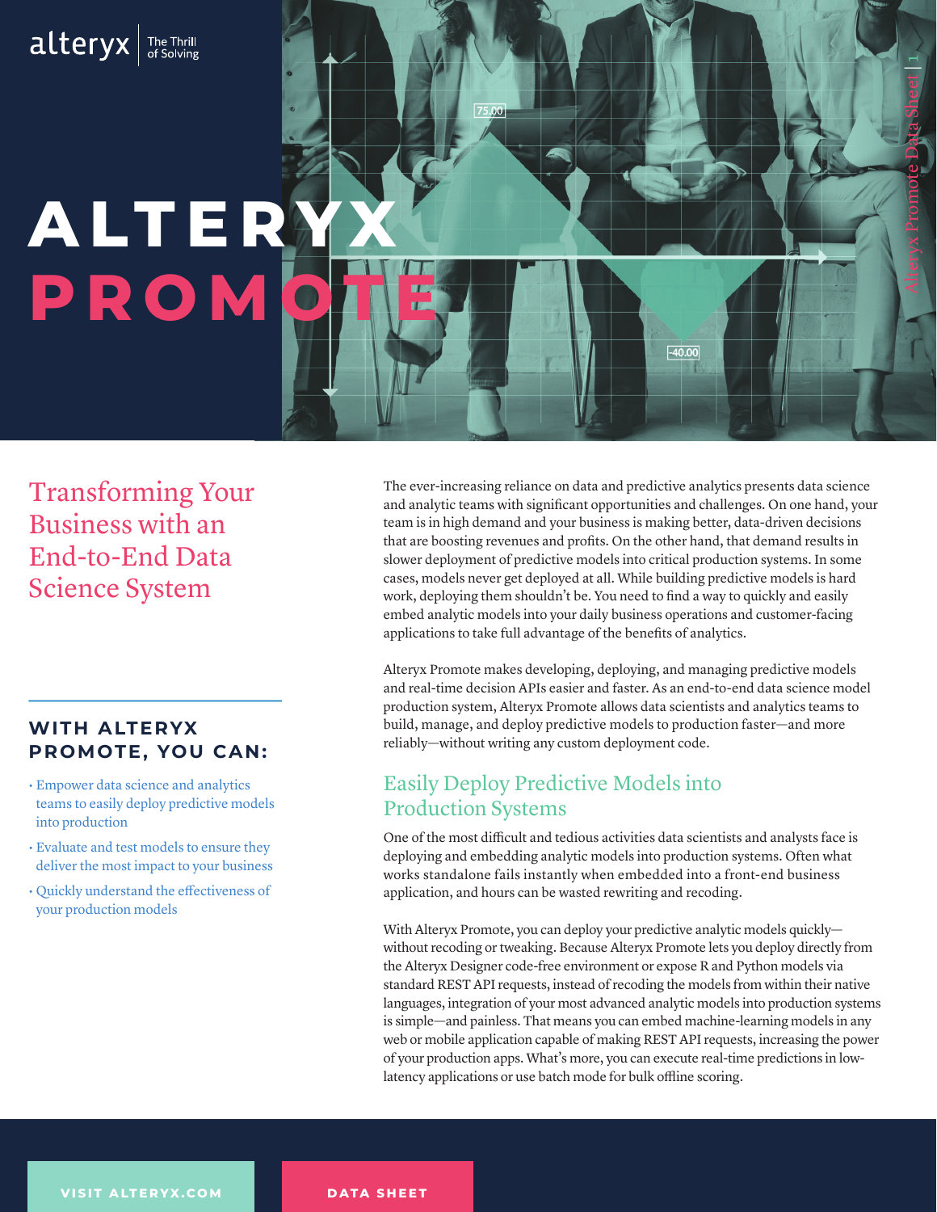# ALTERYX PROMOTE

## Transforming Your Business with an End-to-End Data Science System

The ever-increasing reliance on data and predictive analytics presents data science and analytic teams with significant opportunities and challenges. On one hand, your team is in high demand and your business is making better, data-driven decisions that are boosting revenues and profits. On the other hand, that demand results in slower deployment of predictive models into critical production systems. In some cases, models never get deployed at all. While building predictive models is hard work, deploying them shouldn't be. You need to find a way to quickly and easily embed analytic models into your daily business operations and customer-facing applications to take full advantage of the benefits of analytics.

Alteryx Promote makes developing, deploying, and managing predictive models and real-time decision APIs easier and faster. As an end-to-end data science model production system, Alteryx Promote allows data scientists and analytics teams to build, manage, and deploy predictive models to production faster—and more reliably—without writing any custom deployment code.

### WITH ALTERYX PROMOTE, YOU CAN:

- Empower data science and analytics teams to easily deploy predictive models into production
- Evaluate and test models to ensure they deliver the most impact to your business
- Quickly understand the effectiveness of your production models

## Easily Deploy Predictive Models into Production Systems

One of the most difficult and tedious activities data scientists and analysts face is deploying and embedding analytic models into production systems. Often what works standalone fails instantly when embedded into a front-end business application, and hours can be wasted rewriting and recoding.

With Alteryx Promote, you can deploy your predictive analytic models quickly—without recoding or tweaking. Because Alteryx Promote lets you deploy directly from the Alteryx Designer code-free environment or expose R and Python models via standard REST API requests, instead of recoding the models from within their native languages, integration of your most advanced analytic models into production systems is simple—and painless. That means you can embed machine-learning models in any web or mobile application capable of making REST API requests, increasing the power of your production apps. What's more, you can execute real-time predictions in low-latency applications or use batch mode for bulk offline scoring.

VISIT ALTERYX.COM

DATA SHEET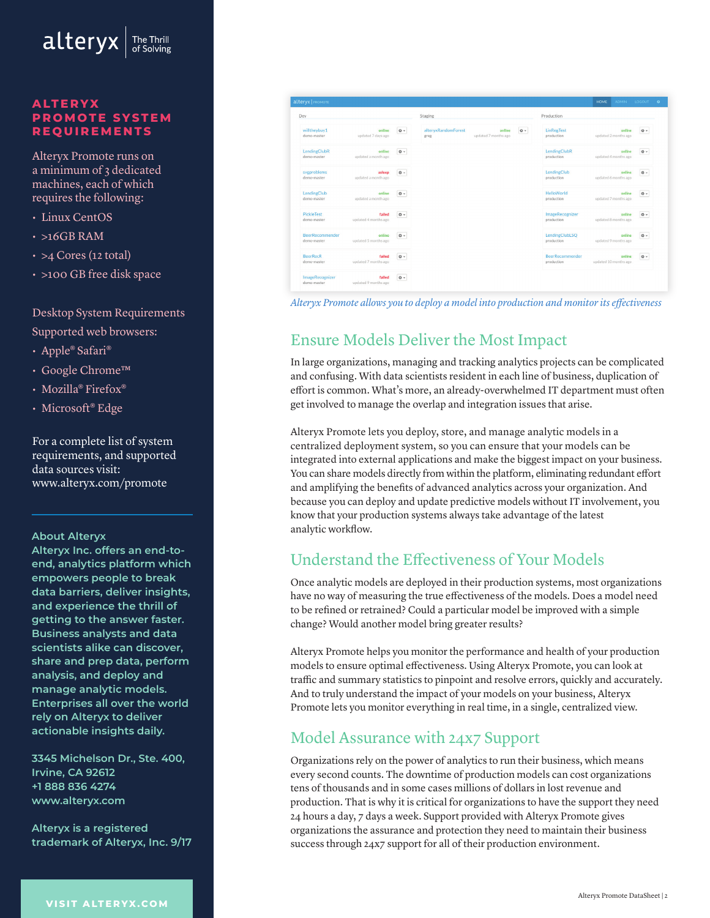## ALTERYX PROMOTE SYSTEM REQUIREMENTS

Alteryx Promote runs on a minimum of 3 dedicated machines, each of which requires the following:

- Linux CentOS
- >16GB RAM
- >4 Cores (12 total)
- >100 GB free disk space

Desktop System Requirements

Supported web browsers:

- Apple® Safari®
- Google Chrome™
- Mozilla® Firefox®
- Microsoft® Edge

For a complete list of system requirements, and supported data sources visit: www.alteryx.com/promote

**About Alteryx**
Alteryx Inc. offers an end-to-end, analytics platform which empowers people to break data barriers, deliver insights, and experience the thrill of getting to the answer faster. Business analysts and data scientists alike can discover, share and prep data, perform analysis, and deploy and manage analytic models. Enterprises all over the world rely on Alteryx to deliver actionable insights daily.

3345 Michelson Dr., Ste. 400,
Irvine, CA 92612
+1 888 836 4274
www.alteryx.com

Alteryx is a registered trademark of Alteryx, Inc. 9/17

VISIT ALTERYX.COM

*Alteryx Promote allows you to deploy a model into production and monitor its effectiveness*

## Ensure Models Deliver the Most Impact

In large organizations, managing and tracking analytics projects can be complicated and confusing. With data scientists resident in each line of business, duplication of effort is common. What's more, an already-overwhelmed IT department must often get involved to manage the overlap and integration issues that arise.

Alteryx Promote lets you deploy, store, and manage analytic models in a centralized deployment system, so you can ensure that your models can be integrated into external applications and make the biggest impact on your business. You can share models directly from within the platform, eliminating redundant effort and amplifying the benefits of advanced analytics across your organization. And because you can deploy and update predictive models without IT involvement, you know that your production systems always take advantage of the latest analytic workflow.

## Understand the Effectiveness of Your Models

Once analytic models are deployed in their production systems, most organizations have no way of measuring the true effectiveness of the models. Does a model need to be refined or retrained? Could a particular model be improved with a simple change? Would another model bring greater results?

Alteryx Promote helps you monitor the performance and health of your production models to ensure optimal effectiveness. Using Alteryx Promote, you can look at traffic and summary statistics to pinpoint and resolve errors, quickly and accurately. And to truly understand the impact of your models on your business, Alteryx Promote lets you monitor everything in real time, in a single, centralized view.

## Model Assurance with 24x7 Support

Organizations rely on the power of analytics to run their business, which means every second counts. The downtime of production models can cost organizations tens of thousands and in some cases millions of dollars in lost revenue and production. That is why it is critical for organizations to have the support they need 24 hours a day, 7 days a week. Support provided with Alteryx Promote gives organizations the assurance and protection they need to maintain their business success through 24x7 support for all of their production environment.